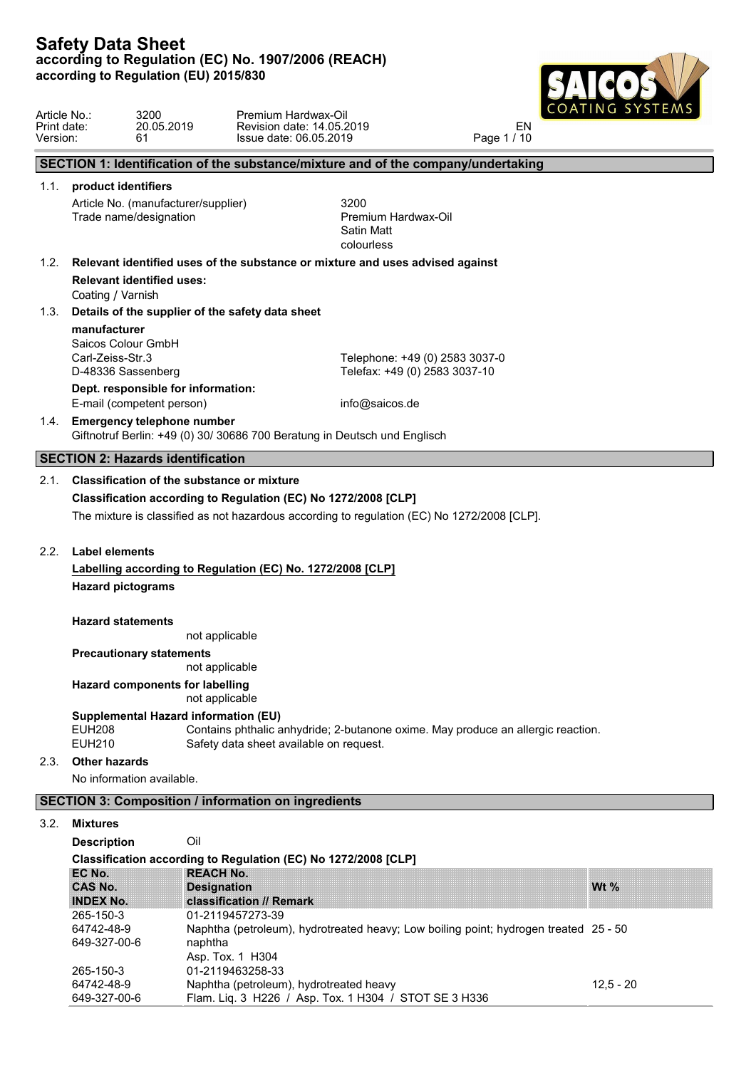# Safety Data Sheet
**according to Regulation (EC) No. 1907/2006 (REACH)**
**according to Regulation (EU) 2015/830**

| | | | |
|---|---|---|---|
| Article No.: | 3200 | Premium Hardwax-Oil | |
| Print date: | 20.05.2019 | Revision date: 14.05.2019 | EN |
| Version: | 61 | Issue date: 06.05.2019 | |

## SECTION 1: Identification of the substance/mixture and of the company/undertaking

### 1.1. product identifiers

Article No. (manufacturer/supplier): 3200

Trade name/designation: Premium Hardwax-Oil
Satin Matt
colourless

### 1.2. Relevant identified uses of the substance or mixture and uses advised against

**Relevant identified uses:**

Coating / Varnish

### 1.3. Details of the supplier of the safety data sheet

**manufacturer**

Saicos Colour GmbH
Carl-Zeiss-Str.3
D-48336 Sassenberg

Telephone: +49 (0) 2583 3037-0
Telefax: +49 (0) 2583 3037-10

**Dept. responsible for information:**

E-mail (competent person): info@saicos.de

### 1.4. Emergency telephone number

Giftnotruf Berlin: +49 (0) 30/ 30686 700 Beratung in Deutsch und Englisch

## SECTION 2: Hazards identification

### 2.1. Classification of the substance or mixture

**Classification according to Regulation (EC) No 1272/2008 [CLP]**

The mixture is classified as not hazardous according to regulation (EC) No 1272/2008 [CLP].

### 2.2. Label elements

**Labelling according to Regulation (EC) No. 1272/2008 [CLP]**

**Hazard pictograms**

**Hazard statements**

not applicable

**Precautionary statements**

not applicable

**Hazard components for labelling**

not applicable

**Supplemental Hazard information (EU)**

EUH208 Contains phthalic anhydride; 2-butanone oxime. May produce an allergic reaction.

EUH210 Safety data sheet available on request.

### 2.3. Other hazards

No information available.

## SECTION 3: Composition / information on ingredients

### 3.2. Mixtures

**Description** Oil

**Classification according to Regulation (EC) No 1272/2008 [CLP]**

| EC No.<br>CAS No.<br>INDEX No. | REACH No.<br>Designation<br>classification // Remark | Wt % |
|---|---|---|
| 265-150-3<br>64742-48-9<br>649-327-00-6 | 01-2119457273-39<br>Naphtha (petroleum), hydrotreated heavy; Low boiling point; hydrogen treated naphtha<br>Asp. Tox. 1 H304 | 25 - 50 |
| 265-150-3<br>64742-48-9<br>649-327-00-6 | 01-2119463258-33<br>Naphtha (petroleum), hydrotreated heavy<br>Flam. Liq. 3 H226 / Asp. Tox. 1 H304 / STOT SE 3 H336 | 12,5 - 20 |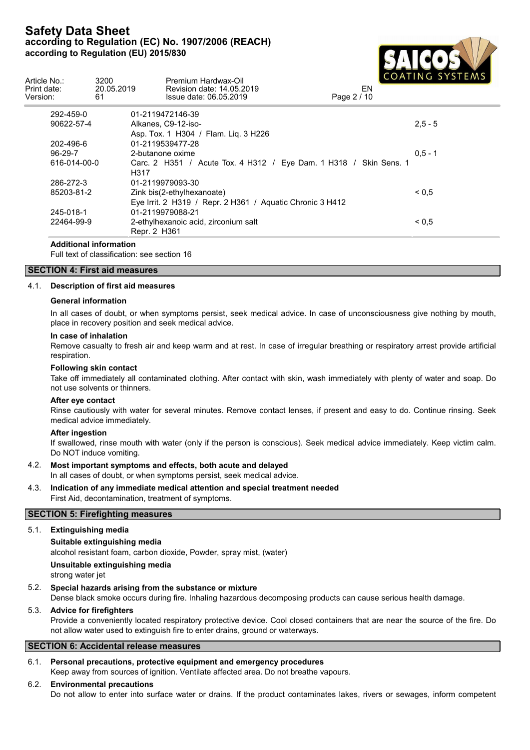| | | |
|---|---|---|
| 292-459-0 | 01-2119472146-39 | |
| 90622-57-4 | Alkanes, C9-12-iso-<br>Asp. Tox. 1 H304 / Flam. Liq. 3 H226 | 2,5 - 5 |
| 202-496-6 | 01-2119539477-28 | |
| 96-29-7 | 2-butanone oxime | 0,5 - 1 |
| 616-014-00-0 | Carc. 2 H351 / Acute Tox. 4 H312 / Eye Dam. 1 H318 / Skin Sens. 1 H317 | |
| 286-272-3 | 01-2119979093-30 | |
| 85203-81-2 | Zink bis(2-ethylhexanoate)<br>Eye Irrit. 2 H319 / Repr. 2 H361 / Aquatic Chronic 3 H412 | < 0,5 |
| 245-018-1 | 01-2119979088-21 | |
| 22464-99-9 | 2-ethylhexanoic acid, zirconium salt<br>Repr. 2 H361 | < 0,5 |

**Additional information**

Full text of classification: see section 16

## SECTION 4: First aid measures

### 4.1. Description of first aid measures

**General information**

In all cases of doubt, or when symptoms persist, seek medical advice. In case of unconsciousness give nothing by mouth, place in recovery position and seek medical advice.

**In case of inhalation**

Remove casualty to fresh air and keep warm and at rest. In case of irregular breathing or respiratory arrest provide artificial respiration.

**Following skin contact**

Take off immediately all contaminated clothing. After contact with skin, wash immediately with plenty of water and soap. Do not use solvents or thinners.

**After eye contact**

Rinse cautiously with water for several minutes. Remove contact lenses, if present and easy to do. Continue rinsing. Seek medical advice immediately.

**After ingestion**

If swallowed, rinse mouth with water (only if the person is conscious). Seek medical advice immediately. Keep victim calm. Do NOT induce vomiting.

### 4.2. Most important symptoms and effects, both acute and delayed

In all cases of doubt, or when symptoms persist, seek medical advice.

### 4.3. Indication of any immediate medical attention and special treatment needed

First Aid, decontamination, treatment of symptoms.

## SECTION 5: Firefighting measures

### 5.1. Extinguishing media

**Suitable extinguishing media**

alcohol resistant foam, carbon dioxide, Powder, spray mist, (water)

**Unsuitable extinguishing media**

strong water jet

### 5.2. Special hazards arising from the substance or mixture

Dense black smoke occurs during fire. Inhaling hazardous decomposing products can cause serious health damage.

### 5.3. Advice for firefighters

Provide a conveniently located respiratory protective device. Cool closed containers that are near the source of the fire. Do not allow water used to extinguish fire to enter drains, ground or waterways.

## SECTION 6: Accidental release measures

### 6.1. Personal precautions, protective equipment and emergency procedures

Keep away from sources of ignition. Ventilate affected area. Do not breathe vapours.

### 6.2. Environmental precautions

Do not allow to enter into surface water or drains. If the product contaminates lakes, rivers or sewages, inform competent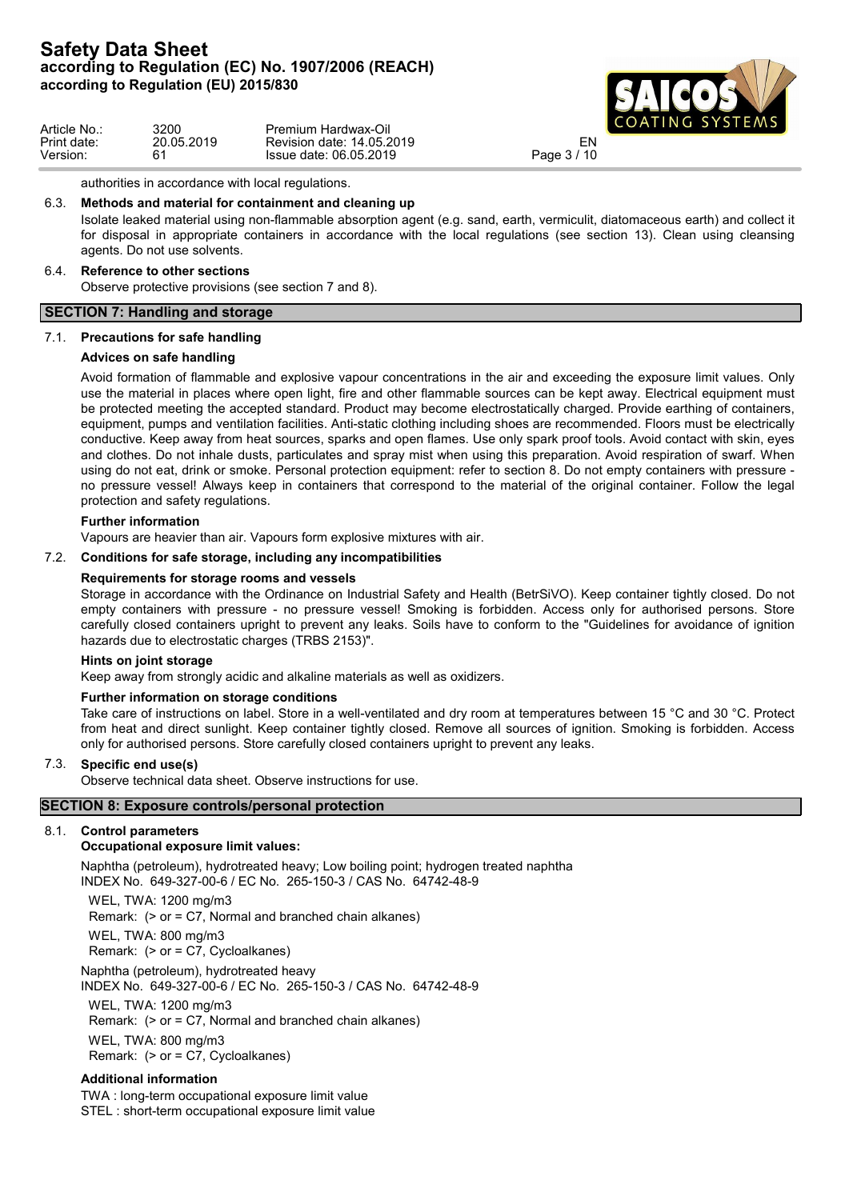authorities in accordance with local regulations.

### 6.3. Methods and material for containment and cleaning up

Isolate leaked material using non-flammable absorption agent (e.g. sand, earth, vermiculit, diatomaceous earth) and collect it for disposal in appropriate containers in accordance with the local regulations (see section 13). Clean using cleansing agents. Do not use solvents.

### 6.4. Reference to other sections

Observe protective provisions (see section 7 and 8).

## SECTION 7: Handling and storage

### 7.1. Precautions for safe handling

**Advices on safe handling**

Avoid formation of flammable and explosive vapour concentrations in the air and exceeding the exposure limit values. Only use the material in places where open light, fire and other flammable sources can be kept away. Electrical equipment must be protected meeting the accepted standard. Product may become electrostatically charged. Provide earthing of containers, equipment, pumps and ventilation facilities. Anti-static clothing including shoes are recommended. Floors must be electrically conductive. Keep away from heat sources, sparks and open flames. Use only spark proof tools. Avoid contact with skin, eyes and clothes. Do not inhale dusts, particulates and spray mist when using this preparation. Avoid respiration of swarf. When using do not eat, drink or smoke. Personal protection equipment: refer to section 8. Do not empty containers with pressure - no pressure vessel! Always keep in containers that correspond to the material of the original container. Follow the legal protection and safety regulations.

**Further information**

Vapours are heavier than air. Vapours form explosive mixtures with air.

### 7.2. Conditions for safe storage, including any incompatibilities

**Requirements for storage rooms and vessels**

Storage in accordance with the Ordinance on Industrial Safety and Health (BetrSiVO). Keep container tightly closed. Do not empty containers with pressure - no pressure vessel! Smoking is forbidden. Access only for authorised persons. Store carefully closed containers upright to prevent any leaks. Soils have to conform to the "Guidelines for avoidance of ignition hazards due to electrostatic charges (TRBS 2153)".

**Hints on joint storage**

Keep away from strongly acidic and alkaline materials as well as oxidizers.

**Further information on storage conditions**

Take care of instructions on label. Store in a well-ventilated and dry room at temperatures between 15 °C and 30 °C. Protect from heat and direct sunlight. Keep container tightly closed. Remove all sources of ignition. Smoking is forbidden. Access only for authorised persons. Store carefully closed containers upright to prevent any leaks.

### 7.3. Specific end use(s)

Observe technical data sheet. Observe instructions for use.

## SECTION 8: Exposure controls/personal protection

### 8.1. Control parameters

**Occupational exposure limit values:**

Naphtha (petroleum), hydrotreated heavy; Low boiling point; hydrogen treated naphtha
INDEX No. 649-327-00-6 / EC No. 265-150-3 / CAS No. 64742-48-9

WEL, TWA: 1200 mg/m3
Remark: (> or = C7, Normal and branched chain alkanes)
WEL, TWA: 800 mg/m3
Remark: (> or = C7, Cycloalkanes)

Naphtha (petroleum), hydrotreated heavy
INDEX No. 649-327-00-6 / EC No. 265-150-3 / CAS No. 64742-48-9

WEL, TWA: 1200 mg/m3
Remark: (> or = C7, Normal and branched chain alkanes)
WEL, TWA: 800 mg/m3
Remark: (> or = C7, Cycloalkanes)

**Additional information**

TWA : long-term occupational exposure limit value
STEL : short-term occupational exposure limit value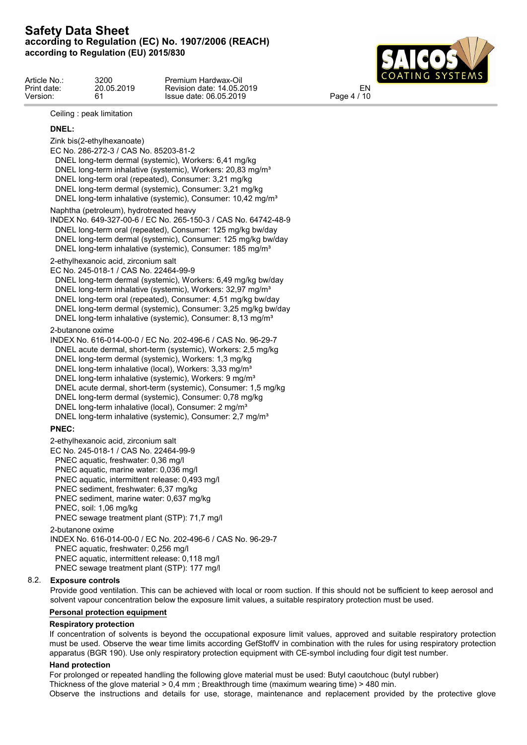Ceiling : peak limitation

**DNEL:**

Zink bis(2-ethylhexanoate)
EC No. 286-272-3 / CAS No. 85203-81-2
DNEL long-term dermal (systemic), Workers: 6,41 mg/kg
DNEL long-term inhalative (systemic), Workers: 20,83 mg/m³
DNEL long-term oral (repeated), Consumer: 3,21 mg/kg
DNEL long-term dermal (systemic), Consumer: 3,21 mg/kg
DNEL long-term inhalative (systemic), Consumer: 10,42 mg/m³

Naphtha (petroleum), hydrotreated heavy
INDEX No. 649-327-00-6 / EC No. 265-150-3 / CAS No. 64742-48-9
DNEL long-term oral (repeated), Consumer: 125 mg/kg bw/day
DNEL long-term dermal (systemic), Consumer: 125 mg/kg bw/day
DNEL long-term inhalative (systemic), Consumer: 185 mg/m³

2-ethylhexanoic acid, zirconium salt
EC No. 245-018-1 / CAS No. 22464-99-9
DNEL long-term dermal (systemic), Workers: 6,49 mg/kg bw/day
DNEL long-term inhalative (systemic), Workers: 32,97 mg/m³
DNEL long-term oral (repeated), Consumer: 4,51 mg/kg bw/day
DNEL long-term dermal (systemic), Consumer: 3,25 mg/kg bw/day
DNEL long-term inhalative (systemic), Consumer: 8,13 mg/m³

2-butanone oxime
INDEX No. 616-014-00-0 / EC No. 202-496-6 / CAS No. 96-29-7
DNEL acute dermal, short-term (systemic), Workers: 2,5 mg/kg
DNEL long-term dermal (systemic), Workers: 1,3 mg/kg
DNEL long-term inhalative (local), Workers: 3,33 mg/m³
DNEL long-term inhalative (systemic), Workers: 9 mg/m³
DNEL acute dermal, short-term (systemic), Consumer: 1,5 mg/kg
DNEL long-term dermal (systemic), Consumer: 0,78 mg/kg
DNEL long-term inhalative (local), Consumer: 2 mg/m³
DNEL long-term inhalative (systemic), Consumer: 2,7 mg/m³

**PNEC:**

2-ethylhexanoic acid, zirconium salt
EC No. 245-018-1 / CAS No. 22464-99-9
PNEC aquatic, freshwater: 0,36 mg/l
PNEC aquatic, marine water: 0,036 mg/l
PNEC aquatic, intermittent release: 0,493 mg/l
PNEC sediment, freshwater: 6,37 mg/kg
PNEC sediment, marine water: 0,637 mg/kg
PNEC, soil: 1,06 mg/kg
PNEC sewage treatment plant (STP): 71,7 mg/l

2-butanone oxime
INDEX No. 616-014-00-0 / EC No. 202-496-6 / CAS No. 96-29-7
PNEC aquatic, freshwater: 0,256 mg/l
PNEC aquatic, intermittent release: 0,118 mg/l
PNEC sewage treatment plant (STP): 177 mg/l

## 8.2. Exposure controls

Provide good ventilation. This can be achieved with local or room suction. If this should not be sufficient to keep aerosol and solvent vapour concentration below the exposure limit values, a suitable respiratory protection must be used.

**Personal protection equipment**

**Respiratory protection**

If concentration of solvents is beyond the occupational exposure limit values, approved and suitable respiratory protection must be used. Observe the wear time limits according GefStoffV in combination with the rules for using respiratory protection apparatus (BGR 190). Use only respiratory protection equipment with CE-symbol including four digit test number.

**Hand protection**

For prolonged or repeated handling the following glove material must be used: Butyl caoutchouc (butyl rubber)
Thickness of the glove material > 0,4 mm ; Breakthrough time (maximum wearing time) > 480 min.
Observe the instructions and details for use, storage, maintenance and replacement provided by the protective glove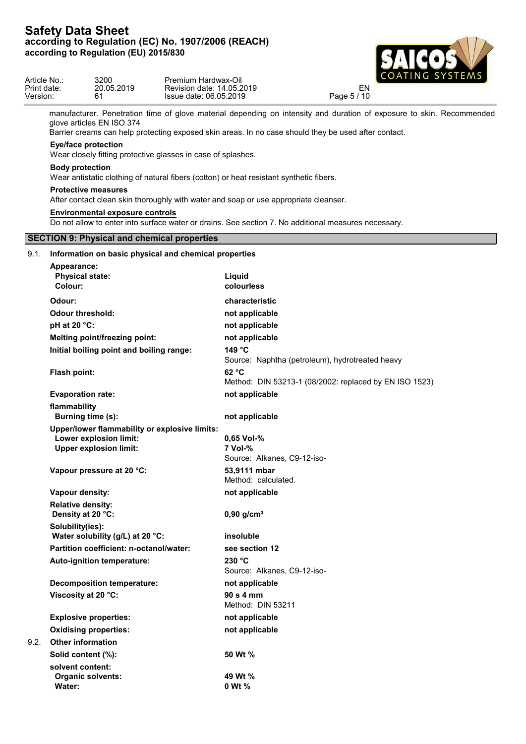manufacturer. Penetration time of glove material depending on intensity and duration of exposure to skin. Recommended glove articles EN ISO 374

Barrier creams can help protecting exposed skin areas. In no case should they be used after contact.

**Eye/face protection**

Wear closely fitting protective glasses in case of splashes.

**Body protection**

Wear antistatic clothing of natural fibers (cotton) or heat resistant synthetic fibers.

**Protective measures**

After contact clean skin thoroughly with water and soap or use appropriate cleanser.

**Environmental exposure controls**

Do not allow to enter into surface water or drains. See section 7. No additional measures necessary.

## SECTION 9: Physical and chemical properties

### 9.1. Information on basic physical and chemical properties

| Property | Value |
| --- | --- |
| **Appearance:** | |
| **Physical state:** | **Liquid** |
| **Colour:** | **colourless** |
| **Odour:** | **characteristic** |
| **Odour threshold:** | **not applicable** |
| **pH at 20 °C:** | **not applicable** |
| **Melting point/freezing point:** | **not applicable** |
| **Initial boiling point and boiling range:** | **149 °C**<br>Source: Naphtha (petroleum), hydrotreated heavy |
| **Flash point:** | **62 °C**<br>Method: DIN 53213-1 (08/2002: replaced by EN ISO 1523) |
| **Evaporation rate:** | **not applicable** |
| **flammability** | |
| **Burning time (s):** | **not applicable** |
| **Upper/lower flammability or explosive limits:** | |
| **Lower explosion limit:** | **0,65 Vol-%** |
| **Upper explosion limit:** | **7 Vol-%**<br>Source: Alkanes, C9-12-iso- |
| **Vapour pressure at 20 °C:** | **53,9111 mbar**<br>Method: calculated. |
| **Vapour density:** | **not applicable** |
| **Relative density:** | |
| **Density at 20 °C:** | **0,90 g/cm³** |
| **Solubility(ies):** | |
| **Water solubility (g/L) at 20 °C:** | **insoluble** |
| **Partition coefficient: n-octanol/water:** | **see section 12** |
| **Auto-ignition temperature:** | **230 °C**<br>Source: Alkanes, C9-12-iso- |
| **Decomposition temperature:** | **not applicable** |
| **Viscosity at 20 °C:** | **90 s 4 mm**<br>Method: DIN 53211 |
| **Explosive properties:** | **not applicable** |
| **Oxidising properties:** | **not applicable** |

### 9.2. Other information

| Property | Value |
| --- | --- |
| **Solid content (%):** | **50 Wt %** |
| **solvent content:** | |
| **Organic solvents:** | **49 Wt %** |
| **Water:** | **0 Wt %** |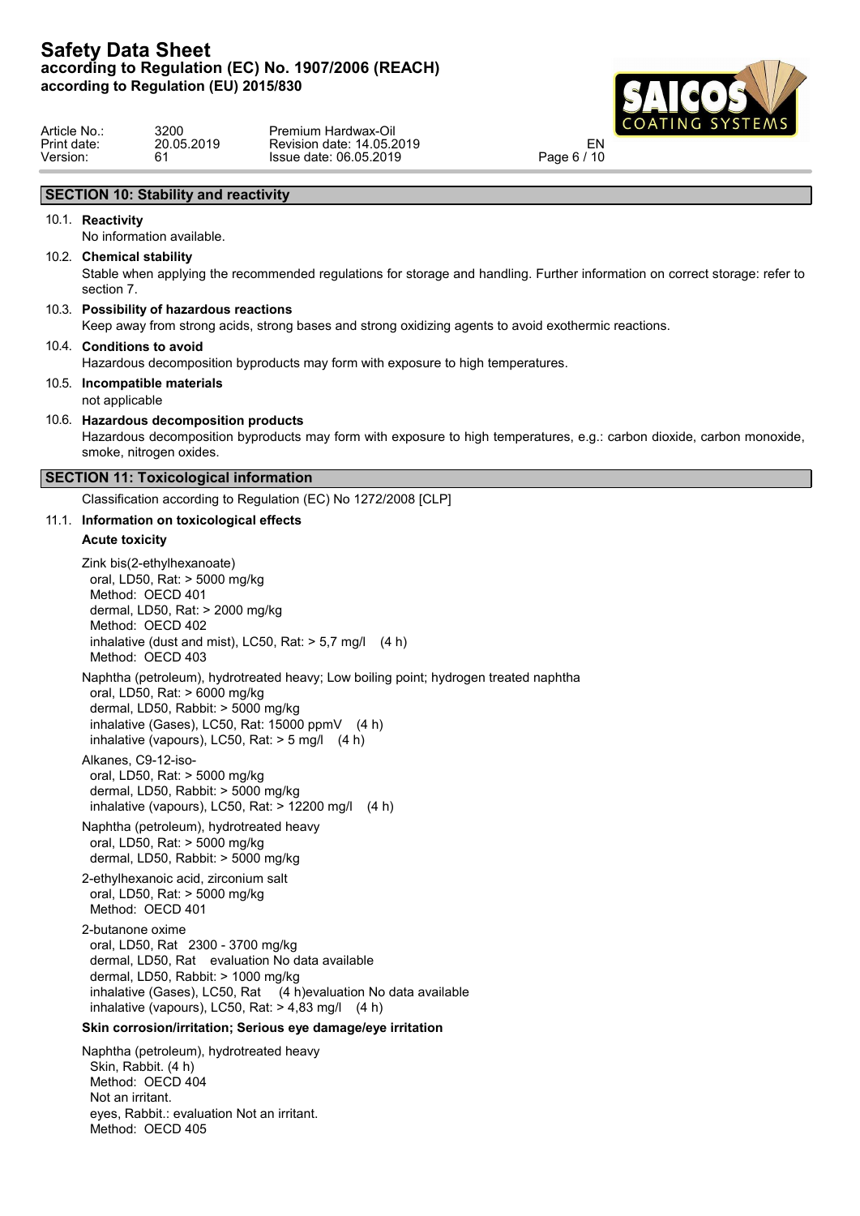## SECTION 10: Stability and reactivity

### 10.1. Reactivity

No information available.

### 10.2. Chemical stability

Stable when applying the recommended regulations for storage and handling. Further information on correct storage: refer to section 7.

### 10.3. Possibility of hazardous reactions

Keep away from strong acids, strong bases and strong oxidizing agents to avoid exothermic reactions.

### 10.4. Conditions to avoid

Hazardous decomposition byproducts may form with exposure to high temperatures.

### 10.5. Incompatible materials

not applicable

### 10.6. Hazardous decomposition products

Hazardous decomposition byproducts may form with exposure to high temperatures, e.g.: carbon dioxide, carbon monoxide, smoke, nitrogen oxides.

## SECTION 11: Toxicological information

Classification according to Regulation (EC) No 1272/2008 [CLP]

### 11.1. Information on toxicological effects

**Acute toxicity**

Zink bis(2-ethylhexanoate)
oral, LD50, Rat: > 5000 mg/kg
Method: OECD 401
dermal, LD50, Rat: > 2000 mg/kg
Method: OECD 402
inhalative (dust and mist), LC50, Rat: > 5,7 mg/l (4 h)
Method: OECD 403

Naphtha (petroleum), hydrotreated heavy; Low boiling point; hydrogen treated naphtha
oral, LD50, Rat: > 6000 mg/kg
dermal, LD50, Rabbit: > 5000 mg/kg
inhalative (Gases), LC50, Rat: 15000 ppmV (4 h)
inhalative (vapours), LC50, Rat: > 5 mg/l (4 h)

Alkanes, C9-12-iso-
oral, LD50, Rat: > 5000 mg/kg
dermal, LD50, Rabbit: > 5000 mg/kg
inhalative (vapours), LC50, Rat: > 12200 mg/l (4 h)

Naphtha (petroleum), hydrotreated heavy
oral, LD50, Rat: > 5000 mg/kg
dermal, LD50, Rabbit: > 5000 mg/kg

2-ethylhexanoic acid, zirconium salt
oral, LD50, Rat: > 5000 mg/kg
Method: OECD 401

2-butanone oxime
oral, LD50, Rat 2300 - 3700 mg/kg
dermal, LD50, Rat evaluation No data available
dermal, LD50, Rabbit: > 1000 mg/kg
inhalative (Gases), LC50, Rat (4 h)evaluation No data available
inhalative (vapours), LC50, Rat: > 4,83 mg/l (4 h)

**Skin corrosion/irritation; Serious eye damage/eye irritation**

Naphtha (petroleum), hydrotreated heavy
Skin, Rabbit. (4 h)
Method: OECD 404
Not an irritant.
eyes, Rabbit.: evaluation Not an irritant.
Method: OECD 405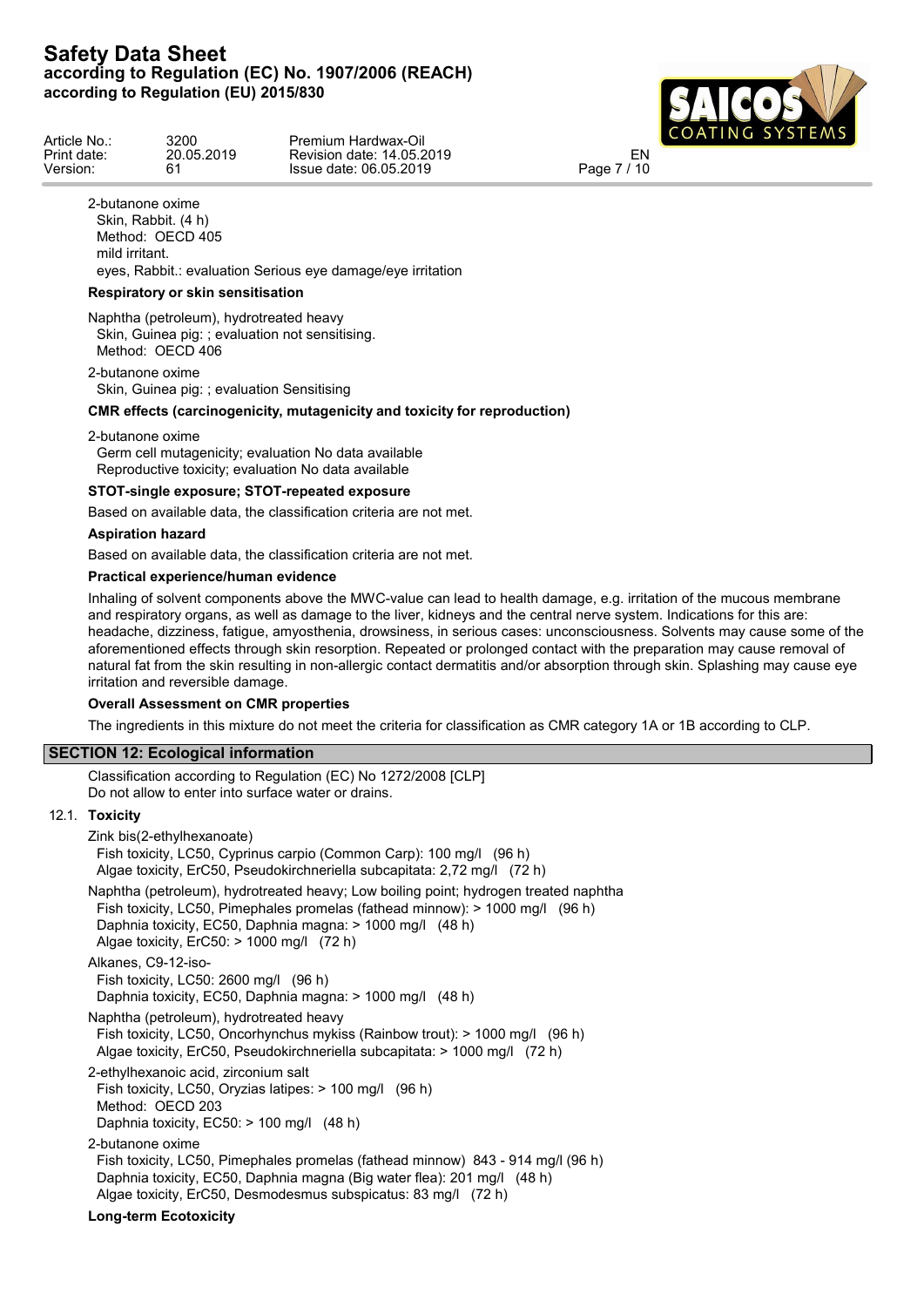2-butanone oxime
Skin, Rabbit. (4 h)
Method: OECD 405
mild irritant.
eyes, Rabbit.: evaluation Serious eye damage/eye irritation

**Respiratory or skin sensitisation**

Naphtha (petroleum), hydrotreated heavy
Skin, Guinea pig: ; evaluation not sensitising.
Method: OECD 406

2-butanone oxime
Skin, Guinea pig: ; evaluation Sensitising

**CMR effects (carcinogenicity, mutagenicity and toxicity for reproduction)**

2-butanone oxime
Germ cell mutagenicity; evaluation No data available
Reproductive toxicity; evaluation No data available

**STOT-single exposure; STOT-repeated exposure**

Based on available data, the classification criteria are not met.

**Aspiration hazard**

Based on available data, the classification criteria are not met.

**Practical experience/human evidence**

Inhaling of solvent components above the MWC-value can lead to health damage, e.g. irritation of the mucous membrane and respiratory organs, as well as damage to the liver, kidneys and the central nerve system. Indications for this are: headache, dizziness, fatigue, amyosthenia, drowsiness, in serious cases: unconsciousness. Solvents may cause some of the aforementioned effects through skin resorption. Repeated or prolonged contact with the preparation may cause removal of natural fat from the skin resulting in non-allergic contact dermatitis and/or absorption through skin. Splashing may cause eye irritation and reversible damage.

**Overall Assessment on CMR properties**

The ingredients in this mixture do not meet the criteria for classification as CMR category 1A or 1B according to CLP.

## SECTION 12: Ecological information

Classification according to Regulation (EC) No 1272/2008 [CLP]
Do not allow to enter into surface water or drains.

### 12.1. Toxicity

Zink bis(2-ethylhexanoate)
Fish toxicity, LC50, Cyprinus carpio (Common Carp): 100 mg/l (96 h)
Algae toxicity, ErC50, Pseudokirchneriella subcapitata: 2,72 mg/l (72 h)

Naphtha (petroleum), hydrotreated heavy; Low boiling point; hydrogen treated naphtha
Fish toxicity, LC50, Pimephales promelas (fathead minnow): > 1000 mg/l (96 h)
Daphnia toxicity, EC50, Daphnia magna: > 1000 mg/l (48 h)
Algae toxicity, ErC50: > 1000 mg/l (72 h)

Alkanes, C9-12-iso-
Fish toxicity, LC50: 2600 mg/l (96 h)
Daphnia toxicity, EC50, Daphnia magna: > 1000 mg/l (48 h)

Naphtha (petroleum), hydrotreated heavy
Fish toxicity, LC50, Oncorhynchus mykiss (Rainbow trout): > 1000 mg/l (96 h)
Algae toxicity, ErC50, Pseudokirchneriella subcapitata: > 1000 mg/l (72 h)

2-ethylhexanoic acid, zirconium salt
Fish toxicity, LC50, Oryzias latipes: > 100 mg/l (96 h)
Method: OECD 203
Daphnia toxicity, EC50: > 100 mg/l (48 h)

2-butanone oxime
Fish toxicity, LC50, Pimephales promelas (fathead minnow) 843 - 914 mg/l (96 h)
Daphnia toxicity, EC50, Daphnia magna (Big water flea): 201 mg/l (48 h)
Algae toxicity, ErC50, Desmodesmus subspicatus: 83 mg/l (72 h)

**Long-term Ecotoxicity**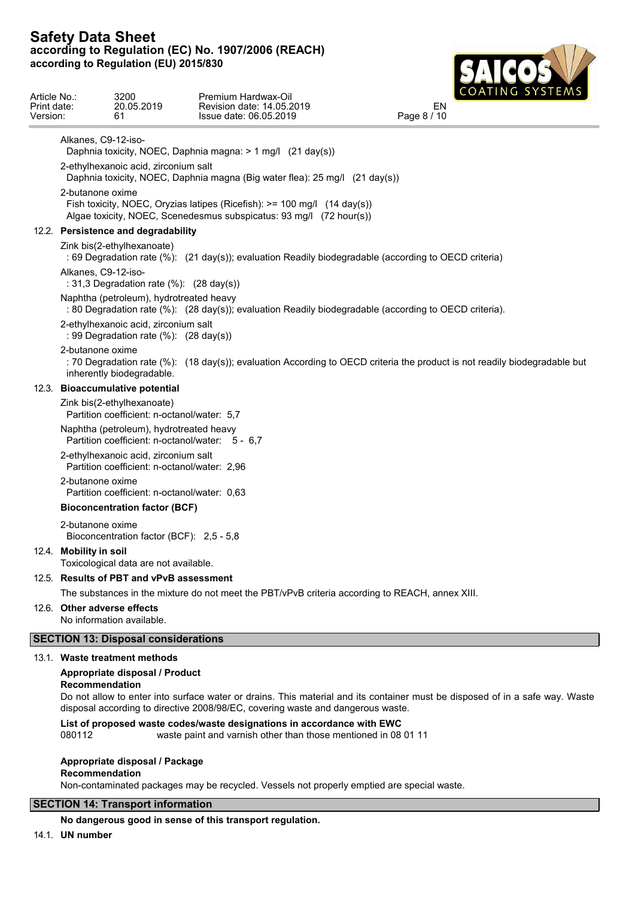Alkanes, C9-12-iso-
Daphnia toxicity, NOEC, Daphnia magna: > 1 mg/l (21 day(s))

2-ethylhexanoic acid, zirconium salt
Daphnia toxicity, NOEC, Daphnia magna (Big water flea): 25 mg/l (21 day(s))

2-butanone oxime
Fish toxicity, NOEC, Oryzias latipes (Ricefish): >= 100 mg/l (14 day(s))
Algae toxicity, NOEC, Scenedesmus subspicatus: 93 mg/l (72 hour(s))

### 12.2. Persistence and degradability

Zink bis(2-ethylhexanoate)
: 69 Degradation rate (%): (21 day(s)); evaluation Readily biodegradable (according to OECD criteria)

Alkanes, C9-12-iso-
: 31,3 Degradation rate (%): (28 day(s))

Naphtha (petroleum), hydrotreated heavy
: 80 Degradation rate (%): (28 day(s)); evaluation Readily biodegradable (according to OECD criteria).

2-ethylhexanoic acid, zirconium salt
: 99 Degradation rate (%): (28 day(s))

2-butanone oxime
: 70 Degradation rate (%): (18 day(s)); evaluation According to OECD criteria the product is not readily biodegradable but inherently biodegradable.

### 12.3. Bioaccumulative potential

Zink bis(2-ethylhexanoate)
Partition coefficient: n-octanol/water: 5,7

Naphtha (petroleum), hydrotreated heavy
Partition coefficient: n-octanol/water: 5 - 6,7

2-ethylhexanoic acid, zirconium salt
Partition coefficient: n-octanol/water: 2,96

2-butanone oxime
Partition coefficient: n-octanol/water: 0,63

**Bioconcentration factor (BCF)**

2-butanone oxime
Bioconcentration factor (BCF): 2,5 - 5,8

### 12.4. Mobility in soil

Toxicological data are not available.

### 12.5. Results of PBT and vPvB assessment

The substances in the mixture do not meet the PBT/vPvB criteria according to REACH, annex XIII.

### 12.6. Other adverse effects

No information available.

## SECTION 13: Disposal considerations

### 13.1. Waste treatment methods

**Appropriate disposal / Product**
**Recommendation**
Do not allow to enter into surface water or drains. This material and its container must be disposed of in a safe way. Waste disposal according to directive 2008/98/EC, covering waste and dangerous waste.

**List of proposed waste codes/waste designations in accordance with EWC**
080112 waste paint and varnish other than those mentioned in 08 01 11

**Appropriate disposal / Package**
**Recommendation**
Non-contaminated packages may be recycled. Vessels not properly emptied are special waste.

## SECTION 14: Transport information

**No dangerous good in sense of this transport regulation.**

### 14.1. UN number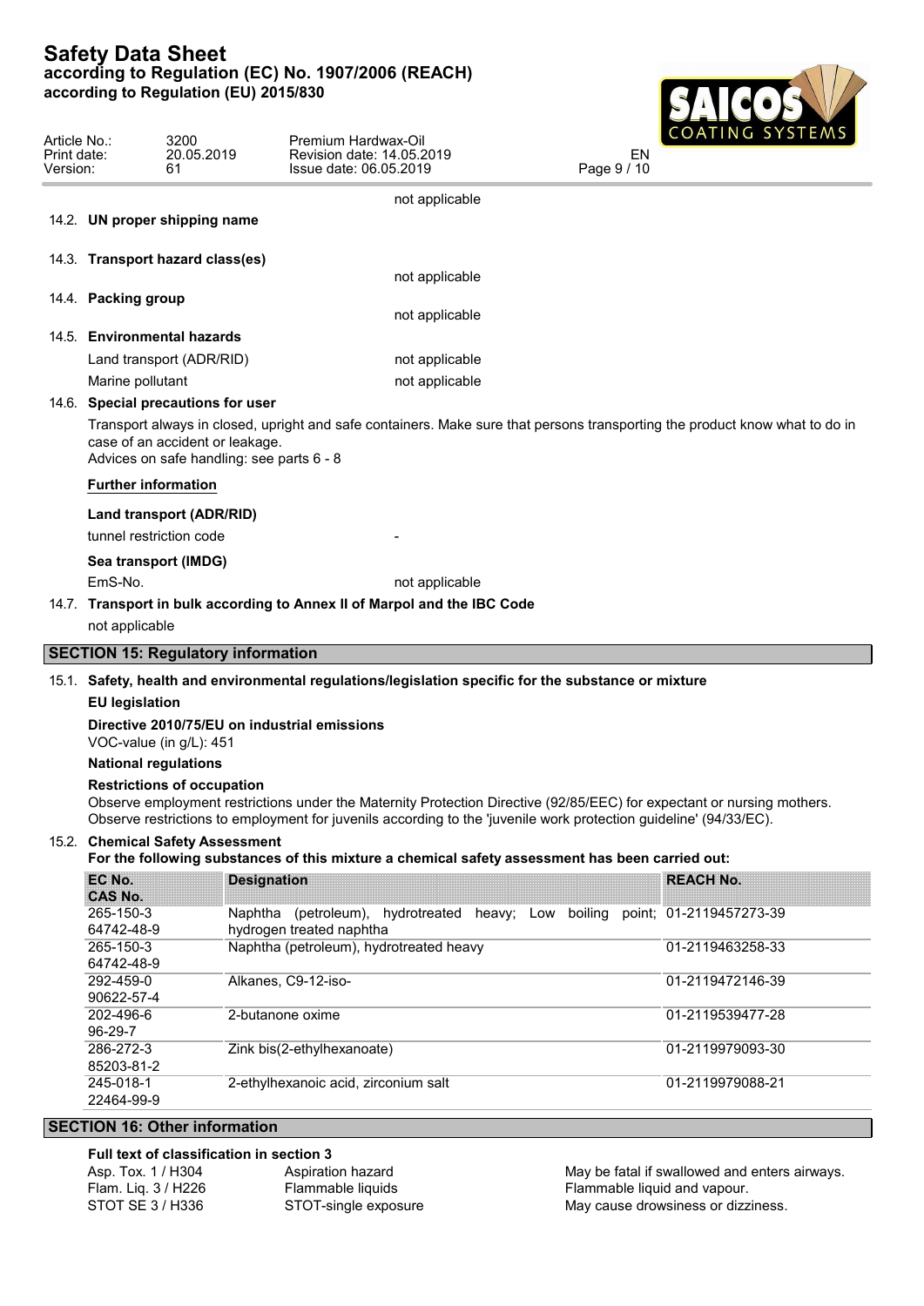not applicable

**14.2. UN proper shipping name**

**14.3. Transport hazard class(es)**

not applicable

**14.4. Packing group**

not applicable

**14.5. Environmental hazards**

| | |
|---|---|
| Land transport (ADR/RID) | not applicable |
| Marine pollutant | not applicable |

**14.6. Special precautions for user**

Transport always in closed, upright and safe containers. Make sure that persons transporting the product know what to do in case of an accident or leakage.
Advices on safe handling: see parts 6 - 8

**Further information**

**Land transport (ADR/RID)**

tunnel restriction code -

**Sea transport (IMDG)**

EmS-No. not applicable

**14.7. Transport in bulk according to Annex II of Marpol and the IBC Code**

not applicable

## SECTION 15: Regulatory information

**15.1. Safety, health and environmental regulations/legislation specific for the substance or mixture**

**EU legislation**

**Directive 2010/75/EU on industrial emissions**

VOC-value (in g/L): 451

**National regulations**

**Restrictions of occupation**

Observe employment restrictions under the Maternity Protection Directive (92/85/EEC) for expectant or nursing mothers. Observe restrictions to employment for juvenils according to the 'juvenile work protection guideline' (94/33/EC).

**15.2. Chemical Safety Assessment**

**For the following substances of this mixture a chemical safety assessment has been carried out:**

| EC No. CAS No. | Designation | REACH No. |
|---|---|---|
| 265-150-3 64742-48-9 | Naphtha (petroleum), hydrotreated heavy; Low boiling point; hydrogen treated naphtha | 01-2119457273-39 |
| 265-150-3 64742-48-9 | Naphtha (petroleum), hydrotreated heavy | 01-2119463258-33 |
| 292-459-0 90622-57-4 | Alkanes, C9-12-iso- | 01-2119472146-39 |
| 202-496-6 96-29-7 | 2-butanone oxime | 01-2119539477-28 |
| 286-272-3 85203-81-2 | Zink bis(2-ethylhexanoate) | 01-2119979093-30 |
| 245-018-1 22464-99-9 | 2-ethylhexanoic acid, zirconium salt | 01-2119979088-21 |

## SECTION 16: Other information

**Full text of classification in section 3**

| | | |
|---|---|---|
| Asp. Tox. 1 / H304 | Aspiration hazard | May be fatal if swallowed and enters airways. |
| Flam. Liq. 3 / H226 | Flammable liquids | Flammable liquid and vapour. |
| STOT SE 3 / H336 | STOT-single exposure | May cause drowsiness or dizziness. |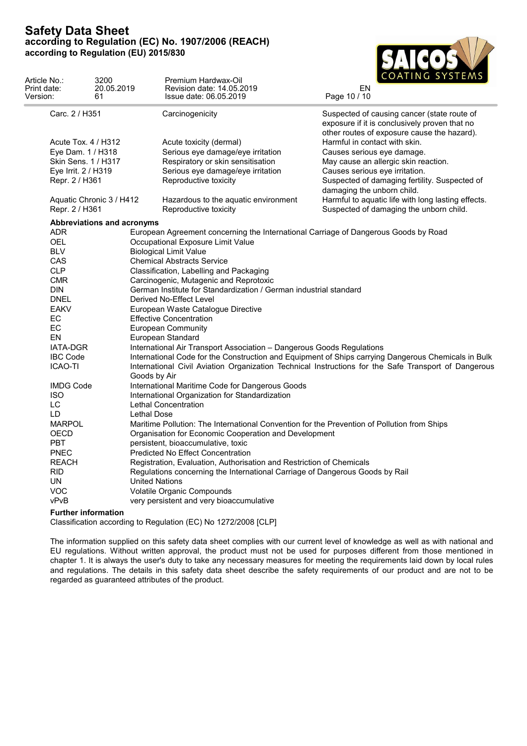| | | |
|---|---|---|
| Carc. 2 / H351 | Carcinogenicity | Suspected of causing cancer (state route of exposure if it is conclusively proven that no other routes of exposure cause the hazard). |
| Acute Tox. 4 / H312 | Acute toxicity (dermal) | Harmful in contact with skin. |
| Eye Dam. 1 / H318 | Serious eye damage/eye irritation | Causes serious eye damage. |
| Skin Sens. 1 / H317 | Respiratory or skin sensitisation | May cause an allergic skin reaction. |
| Eye Irrit. 2 / H319 | Serious eye damage/eye irritation | Causes serious eye irritation. |
| Repr. 2 / H361 | Reproductive toxicity | Suspected of damaging fertility. Suspected of damaging the unborn child. |
| Aquatic Chronic 3 / H412 | Hazardous to the aquatic environment | Harmful to aquatic life with long lasting effects. |
| Repr. 2 / H361 | Reproductive toxicity | Suspected of damaging the unborn child. |

**Abbreviations and acronyms**

| | |
|---|---|
| ADR | European Agreement concerning the International Carriage of Dangerous Goods by Road |
| OEL | Occupational Exposure Limit Value |
| BLV | Biological Limit Value |
| CAS | Chemical Abstracts Service |
| CLP | Classification, Labelling and Packaging |
| CMR | Carcinogenic, Mutagenic and Reprotoxic |
| DIN | German Institute for Standardization / German industrial standard |
| DNEL | Derived No-Effect Level |
| EAKV | European Waste Catalogue Directive |
| EC | Effective Concentration |
| EC | European Community |
| EN | European Standard |
| IATA-DGR | International Air Transport Association – Dangerous Goods Regulations |
| IBC Code | International Code for the Construction and Equipment of Ships carrying Dangerous Chemicals in Bulk |
| ICAO-TI | International Civil Aviation Organization Technical Instructions for the Safe Transport of Dangerous Goods by Air |
| IMDG Code | International Maritime Code for Dangerous Goods |
| ISO | International Organization for Standardization |
| LC | Lethal Concentration |
| LD | Lethal Dose |
| MARPOL | Maritime Pollution: The International Convention for the Prevention of Pollution from Ships |
| OECD | Organisation for Economic Cooperation and Development |
| PBT | persistent, bioaccumulative, toxic |
| PNEC | Predicted No Effect Concentration |
| REACH | Registration, Evaluation, Authorisation and Restriction of Chemicals |
| RID | Regulations concerning the International Carriage of Dangerous Goods by Rail |
| UN | United Nations |
| VOC | Volatile Organic Compounds |
| vPvB | very persistent and very bioaccumulative |

**Further information**

Classification according to Regulation (EC) No 1272/2008 [CLP]

The information supplied on this safety data sheet complies with our current level of knowledge as well as with national and EU regulations. Without written approval, the product must not be used for purposes different from those mentioned in chapter 1. It is always the user's duty to take any necessary measures for meeting the requirements laid down by local rules and regulations. The details in this safety data sheet describe the safety requirements of our product and are not to be regarded as guaranteed attributes of the product.